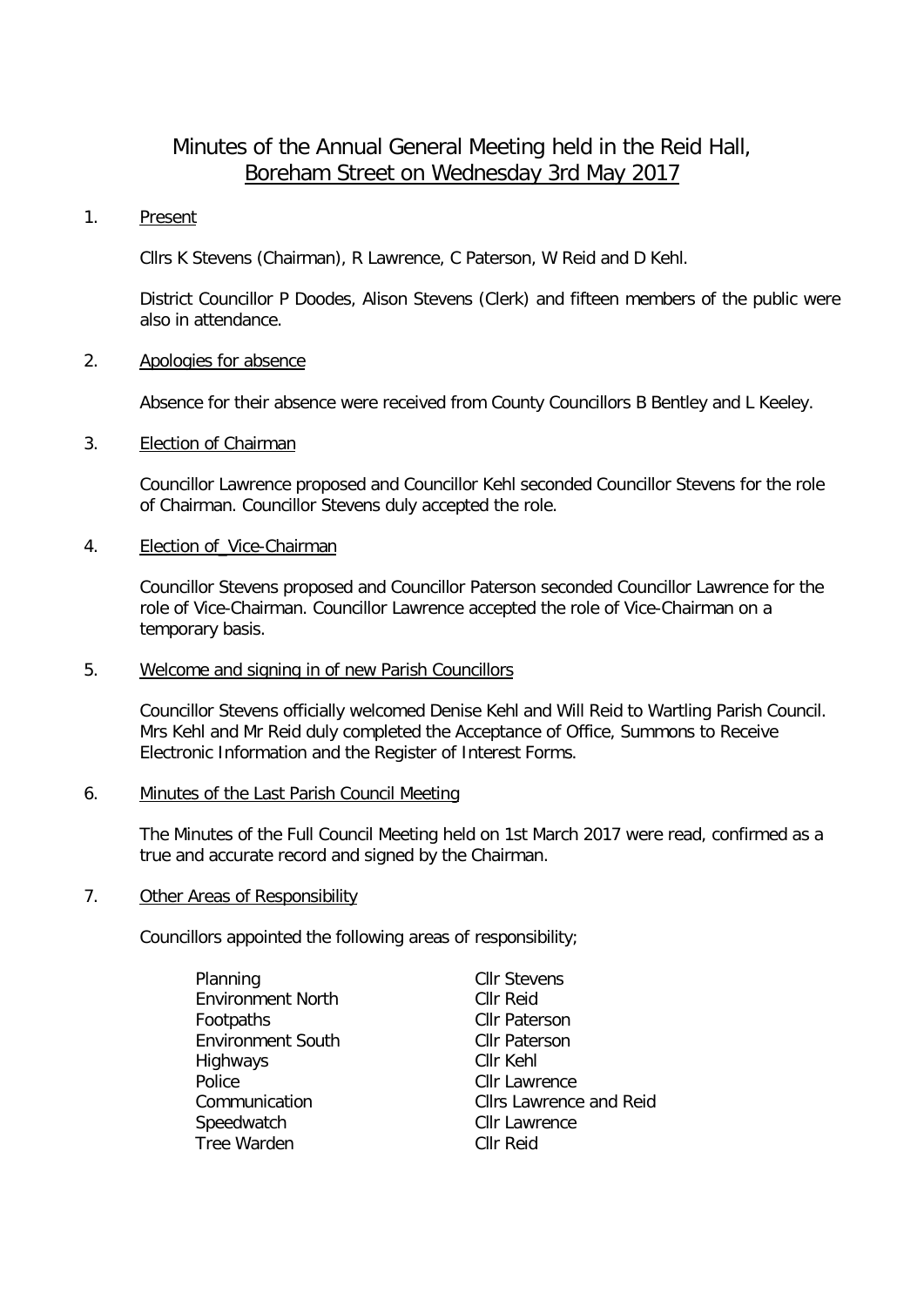# Minutes of the Annual General Meeting held in the Reid Hall, Boreham Street on Wednesday 3rd May 2017

1. Present

   Cllrs K Stevens (Chairman), R Lawrence, C Paterson, W Reid and D Kehl.

   District Councillor P Doodes, Alison Stevens (Clerk) and fifteen members of the public were also in attendance.

2. Apologies for absence

   Absence for their absence were received from County Councillors B Bentley and L Keeley.

3. Election of Chairman

   Councillor Lawrence proposed and Councillor Kehl seconded Councillor Stevens for the role of Chairman. Councillor Stevens duly accepted the role.

4. Election of_Vice-Chairman

   Councillor Stevens proposed and Councillor Paterson seconded Councillor Lawrence for the role of Vice-Chairman. Councillor Lawrence accepted the role of Vice-Chairman on a temporary basis.

5. Welcome and signing in of new Parish Councillors

   Councillor Stevens officially welcomed Denise Kehl and Will Reid to Wartling Parish Council. Mrs Kehl and Mr Reid duly completed the Acceptance of Office, Summons to Receive Electronic Information and the Register of Interest Forms.

6. Minutes of the Last Parish Council Meeting

   The Minutes of the Full Council Meeting held on 1st March 2017 were read, confirmed as a true and accurate record and signed by the Chairman.

7. Other Areas of Responsibility

   Councillors appointed the following areas of responsibility;

| | |
|---|---|
| Planning | Cllr Stevens |
| Environment North | Cllr Reid |
| Footpaths | Cllr Paterson |
| Environment South | Cllr Paterson |
| Highways | Cllr Kehl |
| Police | Cllr Lawrence |
| Communication | Cllrs Lawrence and Reid |
| Speedwatch | Cllr Lawrence |
| Tree Warden | Cllr Reid |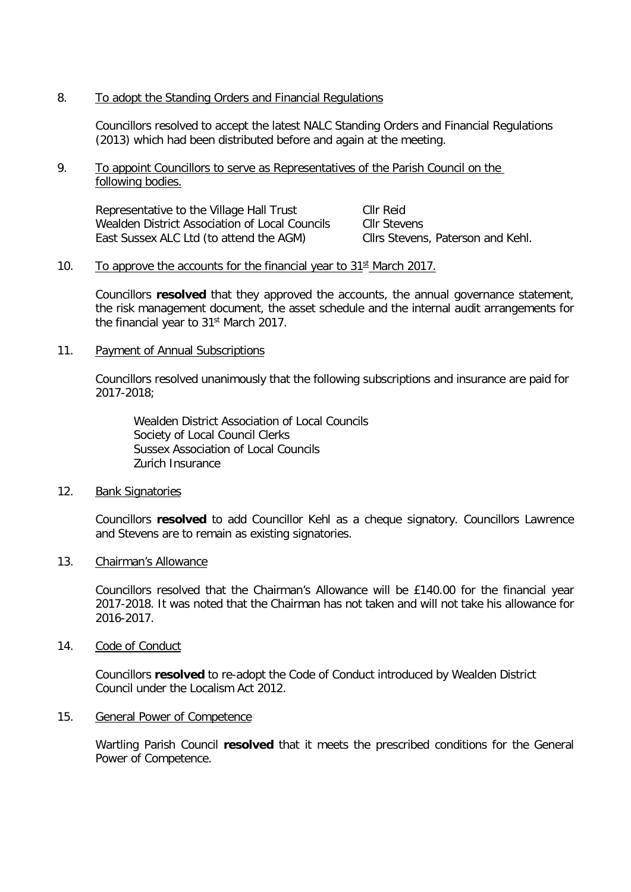8. To adopt the Standing Orders and Financial Regulations

Councillors resolved to accept the latest NALC Standing Orders and Financial Regulations (2013) which had been distributed before and again at the meeting.

9. To appoint Councillors to serve as Representatives of the Parish Council on the following bodies.

| | |
|---|---|
| Representative to the Village Hall Trust | Cllr Reid |
| Wealden District Association of Local Councils | Cllr Stevens |
| East Sussex ALC Ltd (to attend the AGM) | Cllrs Stevens, Paterson and Kehl. |

10. To approve the accounts for the financial year to 31st March 2017.

Councillors **resolved** that they approved the accounts, the annual governance statement, the risk management document, the asset schedule and the internal audit arrangements for the financial year to 31st March 2017.

11. Payment of Annual Subscriptions

Councillors resolved unanimously that the following subscriptions and insurance are paid for 2017-2018;

Wealden District Association of Local Councils
Society of Local Council Clerks
Sussex Association of Local Councils
Zurich Insurance

12. Bank Signatories

Councillors **resolved** to add Councillor Kehl as a cheque signatory. Councillors Lawrence and Stevens are to remain as existing signatories.

13. Chairman's Allowance

Councillors resolved that the Chairman's Allowance will be £140.00 for the financial year 2017-2018. It was noted that the Chairman has not taken and will not take his allowance for 2016-2017.

14. Code of Conduct

Councillors **resolved** to re-adopt the Code of Conduct introduced by Wealden District Council under the Localism Act 2012.

15. General Power of Competence

Wartling Parish Council **resolved** that it meets the prescribed conditions for the General Power of Competence.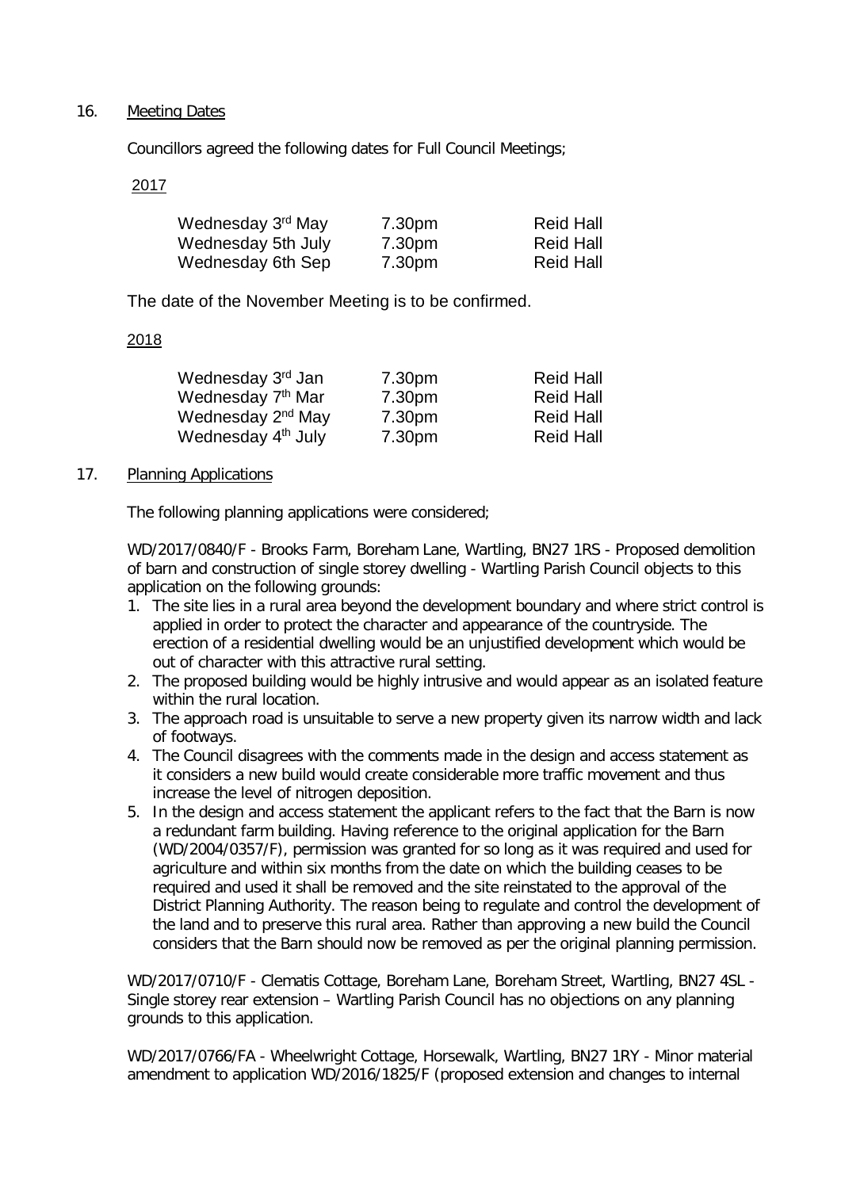16. Meeting Dates

Councillors agreed the following dates for Full Council Meetings;

2017

| | | |
|---|---|---|
| Wednesday 3rd May | 7.30pm | Reid Hall |
| Wednesday 5th July | 7.30pm | Reid Hall |
| Wednesday 6th Sep | 7.30pm | Reid Hall |

The date of the November Meeting is to be confirmed.

2018

| | | |
|---|---|---|
| Wednesday 3rd Jan | 7.30pm | Reid Hall |
| Wednesday 7th Mar | 7.30pm | Reid Hall |
| Wednesday 2nd May | 7.30pm | Reid Hall |
| Wednesday 4th July | 7.30pm | Reid Hall |

17. Planning Applications

The following planning applications were considered;

WD/2017/0840/F - Brooks Farm, Boreham Lane, Wartling, BN27 1RS - Proposed demolition of barn and construction of single storey dwelling - Wartling Parish Council objects to this application on the following grounds:

1. The site lies in a rural area beyond the development boundary and where strict control is applied in order to protect the character and appearance of the countryside. The erection of a residential dwelling would be an unjustified development which would be out of character with this attractive rural setting.
2. The proposed building would be highly intrusive and would appear as an isolated feature within the rural location.
3. The approach road is unsuitable to serve a new property given its narrow width and lack of footways.
4. The Council disagrees with the comments made in the design and access statement as it considers a new build would create considerable more traffic movement and thus increase the level of nitrogen deposition.
5. In the design and access statement the applicant refers to the fact that the Barn is now a redundant farm building. Having reference to the original application for the Barn (WD/2004/0357/F), permission was granted for so long as it was required and used for agriculture and within six months from the date on which the building ceases to be required and used it shall be removed and the site reinstated to the approval of the District Planning Authority. The reason being to regulate and control the development of the land and to preserve this rural area. Rather than approving a new build the Council considers that the Barn should now be removed as per the original planning permission.

WD/2017/0710/F - Clematis Cottage, Boreham Lane, Boreham Street, Wartling, BN27 4SL - Single storey rear extension – Wartling Parish Council has no objections on any planning grounds to this application.

WD/2017/0766/FA - Wheelwright Cottage, Horsewalk, Wartling, BN27 1RY - Minor material amendment to application WD/2016/1825/F (proposed extension and changes to internal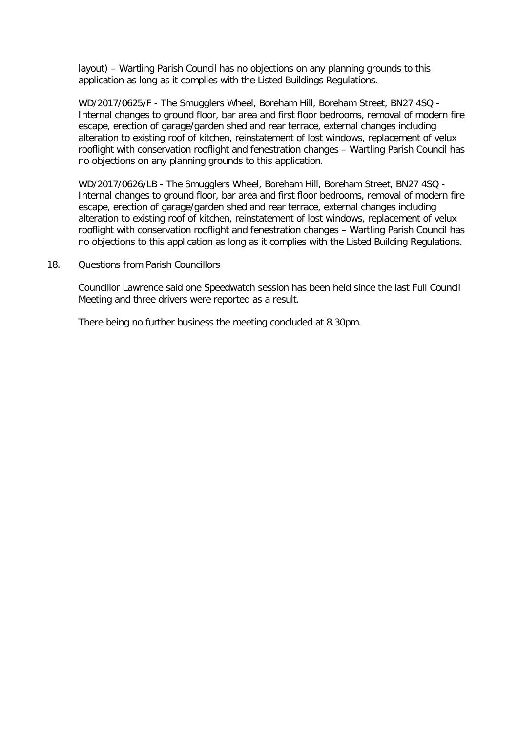layout) – Wartling Parish Council has no objections on any planning grounds to this application as long as it complies with the Listed Buildings Regulations.

WD/2017/0625/F - The Smugglers Wheel, Boreham Hill, Boreham Street, BN27 4SQ - Internal changes to ground floor, bar area and first floor bedrooms, removal of modern fire escape, erection of garage/garden shed and rear terrace, external changes including alteration to existing roof of kitchen, reinstatement of lost windows, replacement of velux rooflight with conservation rooflight and fenestration changes – Wartling Parish Council has no objections on any planning grounds to this application.

WD/2017/0626/LB - The Smugglers Wheel, Boreham Hill, Boreham Street, BN27 4SQ - Internal changes to ground floor, bar area and first floor bedrooms, removal of modern fire escape, erection of garage/garden shed and rear terrace, external changes including alteration to existing roof of kitchen, reinstatement of lost windows, replacement of velux rooflight with conservation rooflight and fenestration changes – Wartling Parish Council has no objections to this application as long as it complies with the Listed Building Regulations.

18. <u>Questions from Parish Councillors</u>

Councillor Lawrence said one Speedwatch session has been held since the last Full Council Meeting and three drivers were reported as a result.

There being no further business the meeting concluded at 8.30pm.